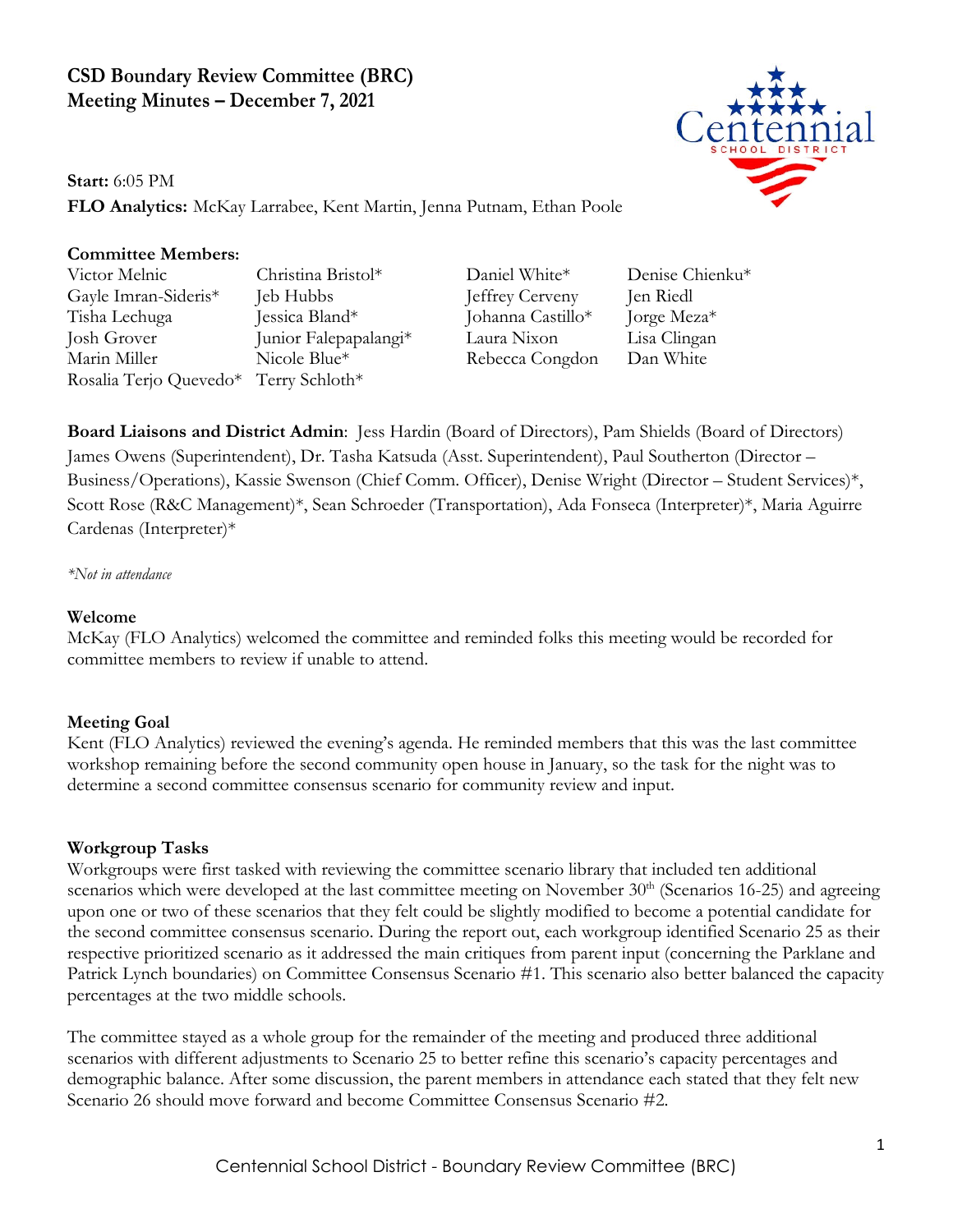# CSD Boundary Review Committee (BRC)
# Meeting Minutes – December 7, 2021

**Start:** 6:05 PM
**FLO Analytics:** McKay Larrabee, Kent Martin, Jenna Putnam, Ethan Poole

**Committee Members:**

| | | | |
|---|---|---|---|
| Victor Melnic | Christina Bristol* | Daniel White* | Denise Chienku* |
| Gayle Imran-Sideris* | Jeb Hubbs | Jeffrey Cerveny | Jen Riedl |
| Tisha Lechuga | Jessica Bland* | Johanna Castillo* | Jorge Meza* |
| Josh Grover | Junior Falepapalangi* | Laura Nixon | Lisa Clingan |
| Marin Miller | Nicole Blue* | Rebecca Congdon | Dan White |
| Rosalia Terjo Quevedo* | Terry Schloth* | | |

**Board Liaisons and District Admin**: Jess Hardin (Board of Directors), Pam Shields (Board of Directors) James Owens (Superintendent), Dr. Tasha Katsuda (Asst. Superintendent), Paul Southerton (Director – Business/Operations), Kassie Swenson (Chief Comm. Officer), Denise Wright (Director – Student Services)*, Scott Rose (R&C Management)*, Sean Schroeder (Transportation), Ada Fonseca (Interpreter)*, Maria Aguirre Cardenas (Interpreter)*

*\*Not in attendance*

**Welcome**
McKay (FLO Analytics) welcomed the committee and reminded folks this meeting would be recorded for committee members to review if unable to attend.

**Meeting Goal**
Kent (FLO Analytics) reviewed the evening's agenda. He reminded members that this was the last committee workshop remaining before the second community open house in January, so the task for the night was to determine a second committee consensus scenario for community review and input.

**Workgroup Tasks**
Workgroups were first tasked with reviewing the committee scenario library that included ten additional scenarios which were developed at the last committee meeting on November 30th (Scenarios 16-25) and agreeing upon one or two of these scenarios that they felt could be slightly modified to become a potential candidate for the second committee consensus scenario. During the report out, each workgroup identified Scenario 25 as their respective prioritized scenario as it addressed the main critiques from parent input (concerning the Parklane and Patrick Lynch boundaries) on Committee Consensus Scenario #1. This scenario also better balanced the capacity percentages at the two middle schools.

The committee stayed as a whole group for the remainder of the meeting and produced three additional scenarios with different adjustments to Scenario 25 to better refine this scenario's capacity percentages and demographic balance. After some discussion, the parent members in attendance each stated that they felt new Scenario 26 should move forward and become Committee Consensus Scenario #2.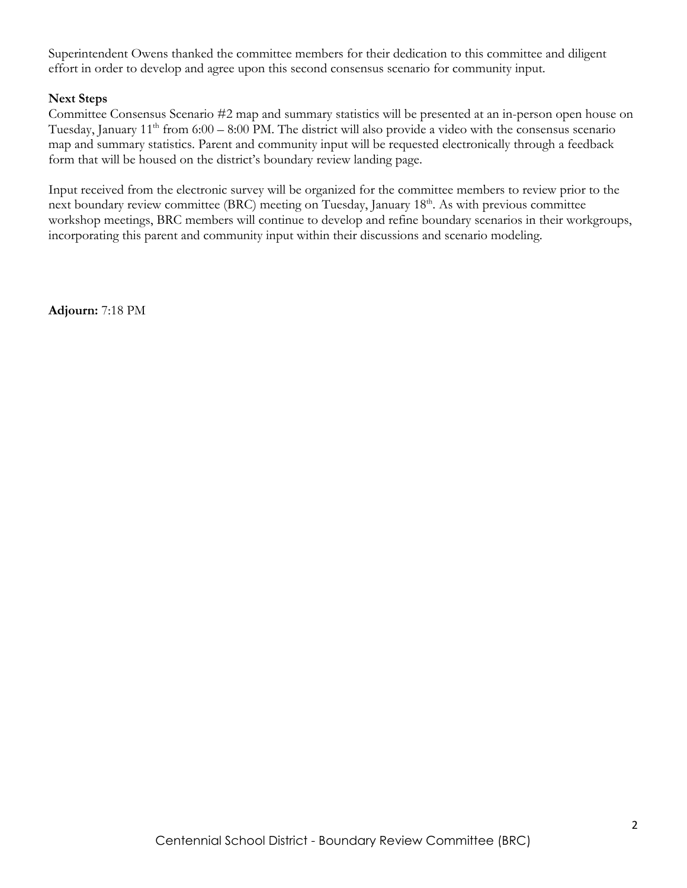Superintendent Owens thanked the committee members for their dedication to this committee and diligent effort in order to develop and agree upon this second consensus scenario for community input.

**Next Steps**

Committee Consensus Scenario #2 map and summary statistics will be presented at an in-person open house on Tuesday, January 11th from 6:00 – 8:00 PM. The district will also provide a video with the consensus scenario map and summary statistics. Parent and community input will be requested electronically through a feedback form that will be housed on the district's boundary review landing page.

Input received from the electronic survey will be organized for the committee members to review prior to the next boundary review committee (BRC) meeting on Tuesday, January 18th. As with previous committee workshop meetings, BRC members will continue to develop and refine boundary scenarios in their workgroups, incorporating this parent and community input within their discussions and scenario modeling.

**Adjourn:** 7:18 PM